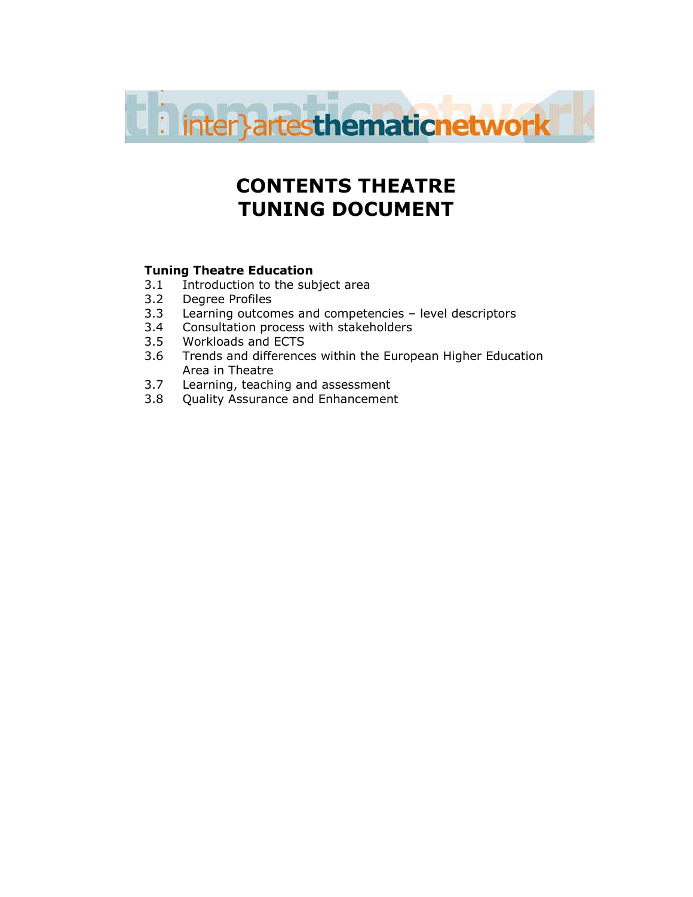inter}artesthematicnetwork

# CONTENTS THEATRE TUNING DOCUMENT

**Tuning Theatre Education**

3.1 Introduction to the subject area
3.2 Degree Profiles
3.3 Learning outcomes and competencies – level descriptors
3.4 Consultation process with stakeholders
3.5 Workloads and ECTS
3.6 Trends and differences within the European Higher Education Area in Theatre
3.7 Learning, teaching and assessment
3.8 Quality Assurance and Enhancement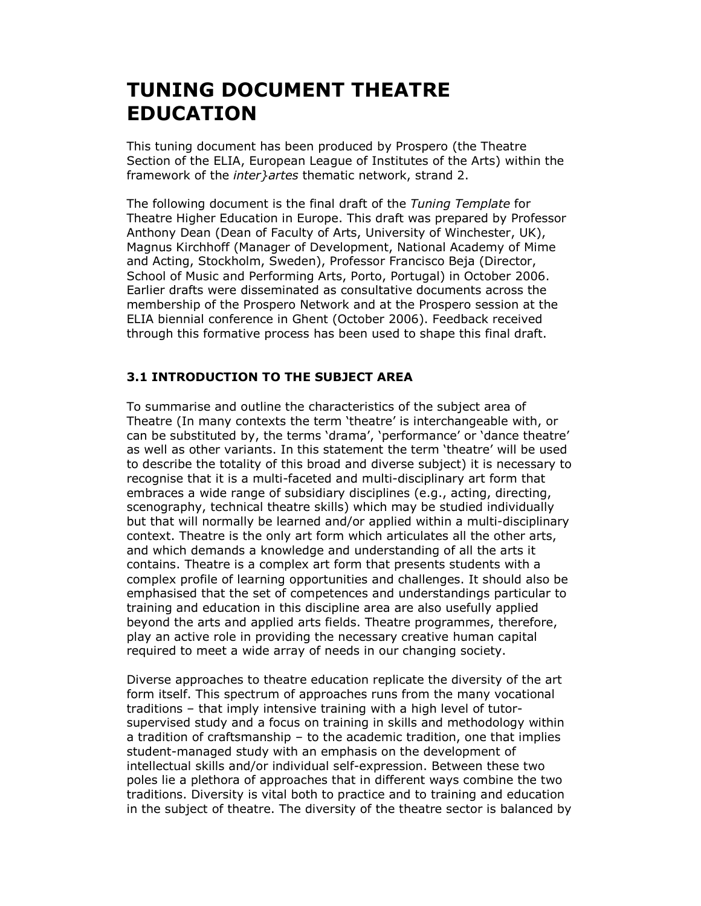# TUNING DOCUMENT THEATRE EDUCATION

This tuning document has been produced by Prospero (the Theatre Section of the ELIA, European League of Institutes of the Arts) within the framework of the *inter}artes* thematic network, strand 2.

The following document is the final draft of the *Tuning Template* for Theatre Higher Education in Europe. This draft was prepared by Professor Anthony Dean (Dean of Faculty of Arts, University of Winchester, UK), Magnus Kirchhoff (Manager of Development, National Academy of Mime and Acting, Stockholm, Sweden), Professor Francisco Beja (Director, School of Music and Performing Arts, Porto, Portugal) in October 2006. Earlier drafts were disseminated as consultative documents across the membership of the Prospero Network and at the Prospero session at the ELIA biennial conference in Ghent (October 2006). Feedback received through this formative process has been used to shape this final draft.

### 3.1 INTRODUCTION TO THE SUBJECT AREA

To summarise and outline the characteristics of the subject area of Theatre (In many contexts the term 'theatre' is interchangeable with, or can be substituted by, the terms 'drama', 'performance' or 'dance theatre' as well as other variants. In this statement the term 'theatre' will be used to describe the totality of this broad and diverse subject) it is necessary to recognise that it is a multi-faceted and multi-disciplinary art form that embraces a wide range of subsidiary disciplines (e.g., acting, directing, scenography, technical theatre skills) which may be studied individually but that will normally be learned and/or applied within a multi-disciplinary context. Theatre is the only art form which articulates all the other arts, and which demands a knowledge and understanding of all the arts it contains. Theatre is a complex art form that presents students with a complex profile of learning opportunities and challenges. It should also be emphasised that the set of competences and understandings particular to training and education in this discipline area are also usefully applied beyond the arts and applied arts fields. Theatre programmes, therefore, play an active role in providing the necessary creative human capital required to meet a wide array of needs in our changing society.

Diverse approaches to theatre education replicate the diversity of the art form itself. This spectrum of approaches runs from the many vocational traditions – that imply intensive training with a high level of tutor-supervised study and a focus on training in skills and methodology within a tradition of craftsmanship – to the academic tradition, one that implies student-managed study with an emphasis on the development of intellectual skills and/or individual self-expression. Between these two poles lie a plethora of approaches that in different ways combine the two traditions. Diversity is vital both to practice and to training and education in the subject of theatre. The diversity of the theatre sector is balanced by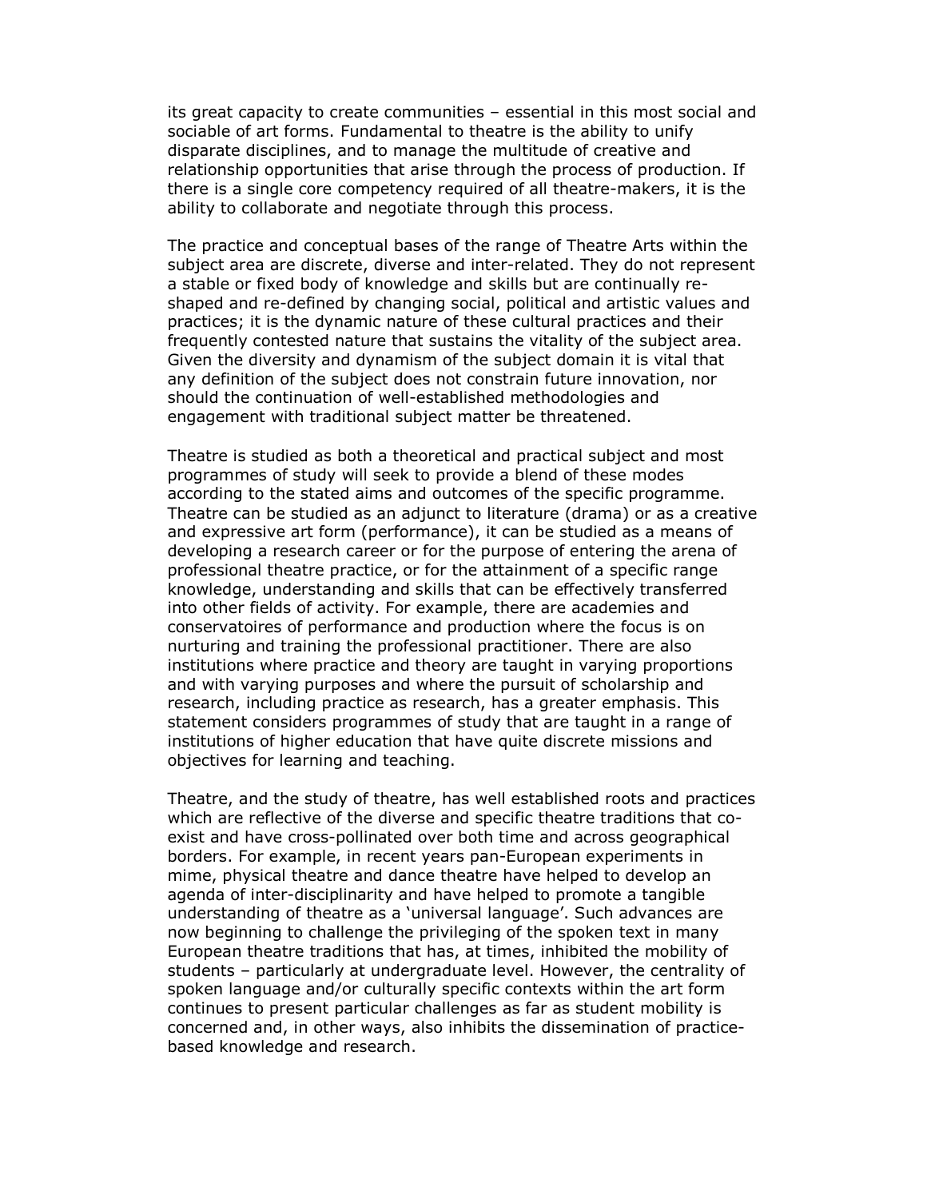its great capacity to create communities – essential in this most social and sociable of art forms. Fundamental to theatre is the ability to unify disparate disciplines, and to manage the multitude of creative and relationship opportunities that arise through the process of production. If there is a single core competency required of all theatre-makers, it is the ability to collaborate and negotiate through this process.

The practice and conceptual bases of the range of Theatre Arts within the subject area are discrete, diverse and inter-related. They do not represent a stable or fixed body of knowledge and skills but are continually re-shaped and re-defined by changing social, political and artistic values and practices; it is the dynamic nature of these cultural practices and their frequently contested nature that sustains the vitality of the subject area. Given the diversity and dynamism of the subject domain it is vital that any definition of the subject does not constrain future innovation, nor should the continuation of well-established methodologies and engagement with traditional subject matter be threatened.

Theatre is studied as both a theoretical and practical subject and most programmes of study will seek to provide a blend of these modes according to the stated aims and outcomes of the specific programme. Theatre can be studied as an adjunct to literature (drama) or as a creative and expressive art form (performance), it can be studied as a means of developing a research career or for the purpose of entering the arena of professional theatre practice, or for the attainment of a specific range knowledge, understanding and skills that can be effectively transferred into other fields of activity. For example, there are academies and conservatoires of performance and production where the focus is on nurturing and training the professional practitioner. There are also institutions where practice and theory are taught in varying proportions and with varying purposes and where the pursuit of scholarship and research, including practice as research, has a greater emphasis. This statement considers programmes of study that are taught in a range of institutions of higher education that have quite discrete missions and objectives for learning and teaching.

Theatre, and the study of theatre, has well established roots and practices which are reflective of the diverse and specific theatre traditions that co-exist and have cross-pollinated over both time and across geographical borders. For example, in recent years pan-European experiments in mime, physical theatre and dance theatre have helped to develop an agenda of inter-disciplinarity and have helped to promote a tangible understanding of theatre as a 'universal language'. Such advances are now beginning to challenge the privileging of the spoken text in many European theatre traditions that has, at times, inhibited the mobility of students – particularly at undergraduate level. However, the centrality of spoken language and/or culturally specific contexts within the art form continues to present particular challenges as far as student mobility is concerned and, in other ways, also inhibits the dissemination of practice-based knowledge and research.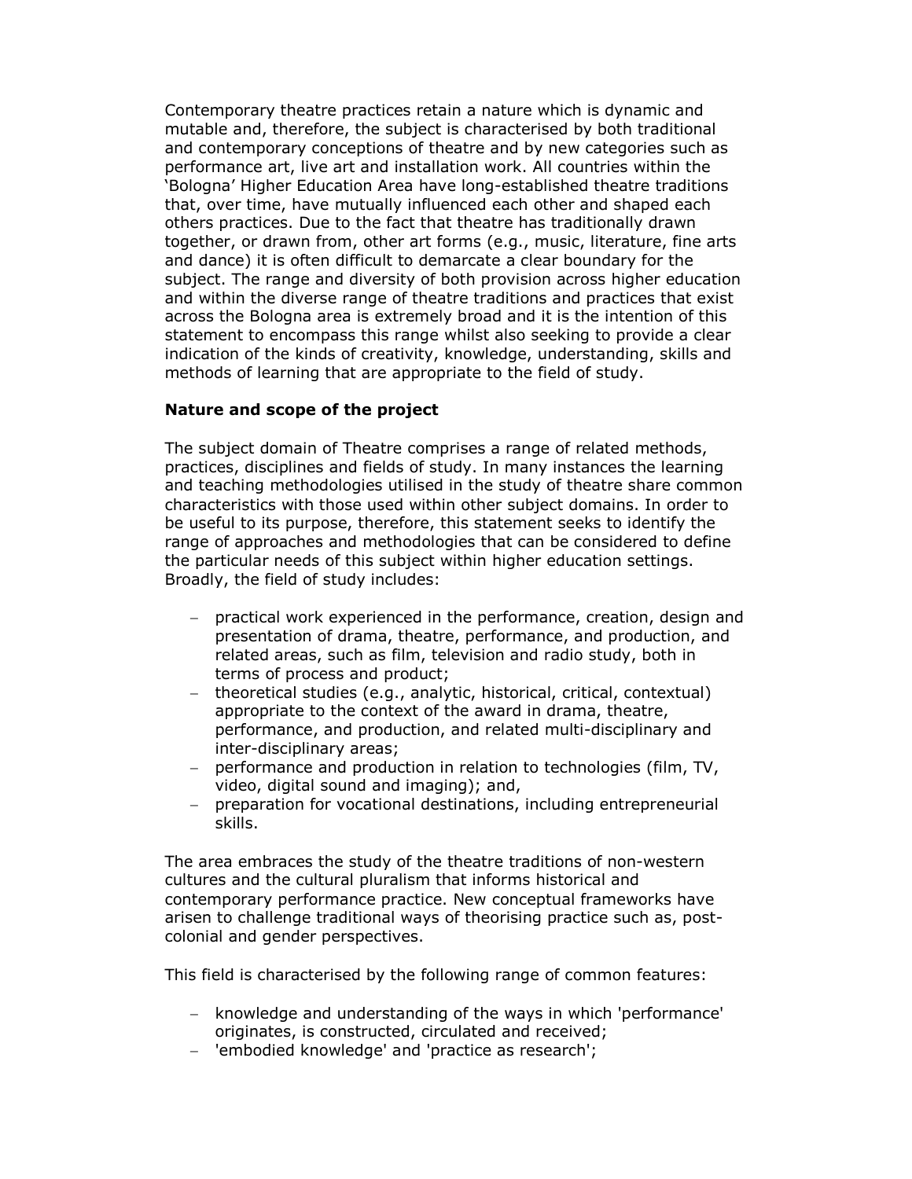Contemporary theatre practices retain a nature which is dynamic and mutable and, therefore, the subject is characterised by both traditional and contemporary conceptions of theatre and by new categories such as performance art, live art and installation work. All countries within the 'Bologna' Higher Education Area have long-established theatre traditions that, over time, have mutually influenced each other and shaped each others practices. Due to the fact that theatre has traditionally drawn together, or drawn from, other art forms (e.g., music, literature, fine arts and dance) it is often difficult to demarcate a clear boundary for the subject. The range and diversity of both provision across higher education and within the diverse range of theatre traditions and practices that exist across the Bologna area is extremely broad and it is the intention of this statement to encompass this range whilst also seeking to provide a clear indication of the kinds of creativity, knowledge, understanding, skills and methods of learning that are appropriate to the field of study.

**Nature and scope of the project**

The subject domain of Theatre comprises a range of related methods, practices, disciplines and fields of study. In many instances the learning and teaching methodologies utilised in the study of theatre share common characteristics with those used within other subject domains. In order to be useful to its purpose, therefore, this statement seeks to identify the range of approaches and methodologies that can be considered to define the particular needs of this subject within higher education settings. Broadly, the field of study includes:

- practical work experienced in the performance, creation, design and presentation of drama, theatre, performance, and production, and related areas, such as film, television and radio study, both in terms of process and product;
- theoretical studies (e.g., analytic, historical, critical, contextual) appropriate to the context of the award in drama, theatre, performance, and production, and related multi-disciplinary and inter-disciplinary areas;
- performance and production in relation to technologies (film, TV, video, digital sound and imaging); and,
- preparation for vocational destinations, including entrepreneurial skills.

The area embraces the study of the theatre traditions of non-western cultures and the cultural pluralism that informs historical and contemporary performance practice. New conceptual frameworks have arisen to challenge traditional ways of theorising practice such as, post-colonial and gender perspectives.

This field is characterised by the following range of common features:

- knowledge and understanding of the ways in which 'performance' originates, is constructed, circulated and received;
- 'embodied knowledge' and 'practice as research';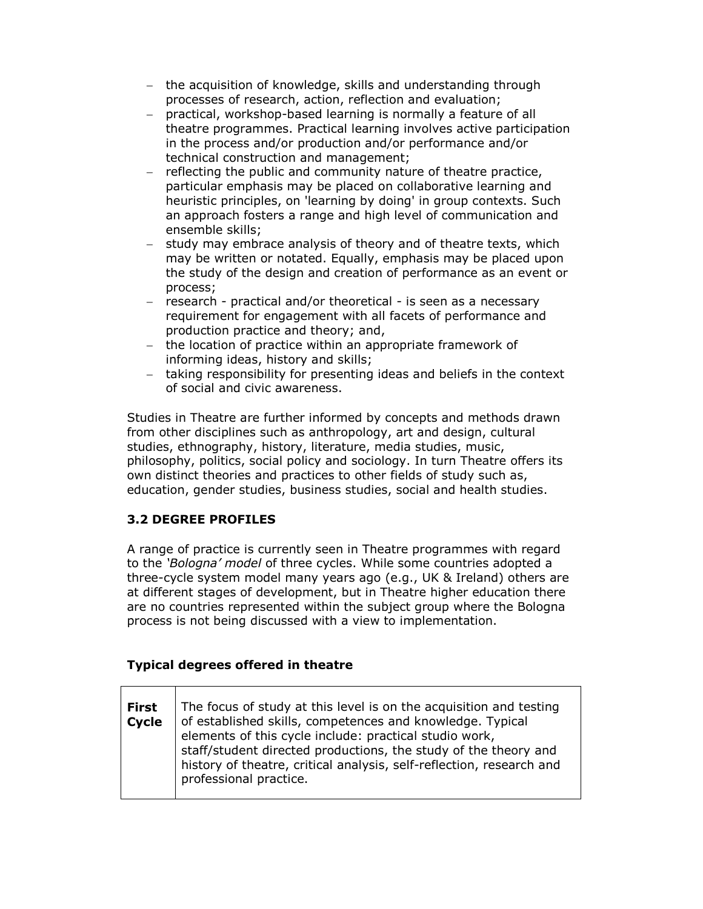- the acquisition of knowledge, skills and understanding through processes of research, action, reflection and evaluation;
- practical, workshop-based learning is normally a feature of all theatre programmes. Practical learning involves active participation in the process and/or production and/or performance and/or technical construction and management;
- reflecting the public and community nature of theatre practice, particular emphasis may be placed on collaborative learning and heuristic principles, on 'learning by doing' in group contexts. Such an approach fosters a range and high level of communication and ensemble skills;
- study may embrace analysis of theory and of theatre texts, which may be written or notated. Equally, emphasis may be placed upon the study of the design and creation of performance as an event or process;
- research - practical and/or theoretical - is seen as a necessary requirement for engagement with all facets of performance and production practice and theory; and,
- the location of practice within an appropriate framework of informing ideas, history and skills;
- taking responsibility for presenting ideas and beliefs in the context of social and civic awareness.

Studies in Theatre are further informed by concepts and methods drawn from other disciplines such as anthropology, art and design, cultural studies, ethnography, history, literature, media studies, music, philosophy, politics, social policy and sociology. In turn Theatre offers its own distinct theories and practices to other fields of study such as, education, gender studies, business studies, social and health studies.

### 3.2 DEGREE PROFILES

A range of practice is currently seen in Theatre programmes with regard to the *'Bologna' model* of three cycles. While some countries adopted a three-cycle system model many years ago (e.g., UK & Ireland) others are at different stages of development, but in Theatre higher education there are no countries represented within the subject group where the Bologna process is not being discussed with a view to implementation.

**Typical degrees offered in theatre**

| | |
|---|---|
| **First Cycle** | The focus of study at this level is on the acquisition and testing of established skills, competences and knowledge. Typical elements of this cycle include: practical studio work, staff/student directed productions, the study of the theory and history of theatre, critical analysis, self-reflection, research and professional practice. |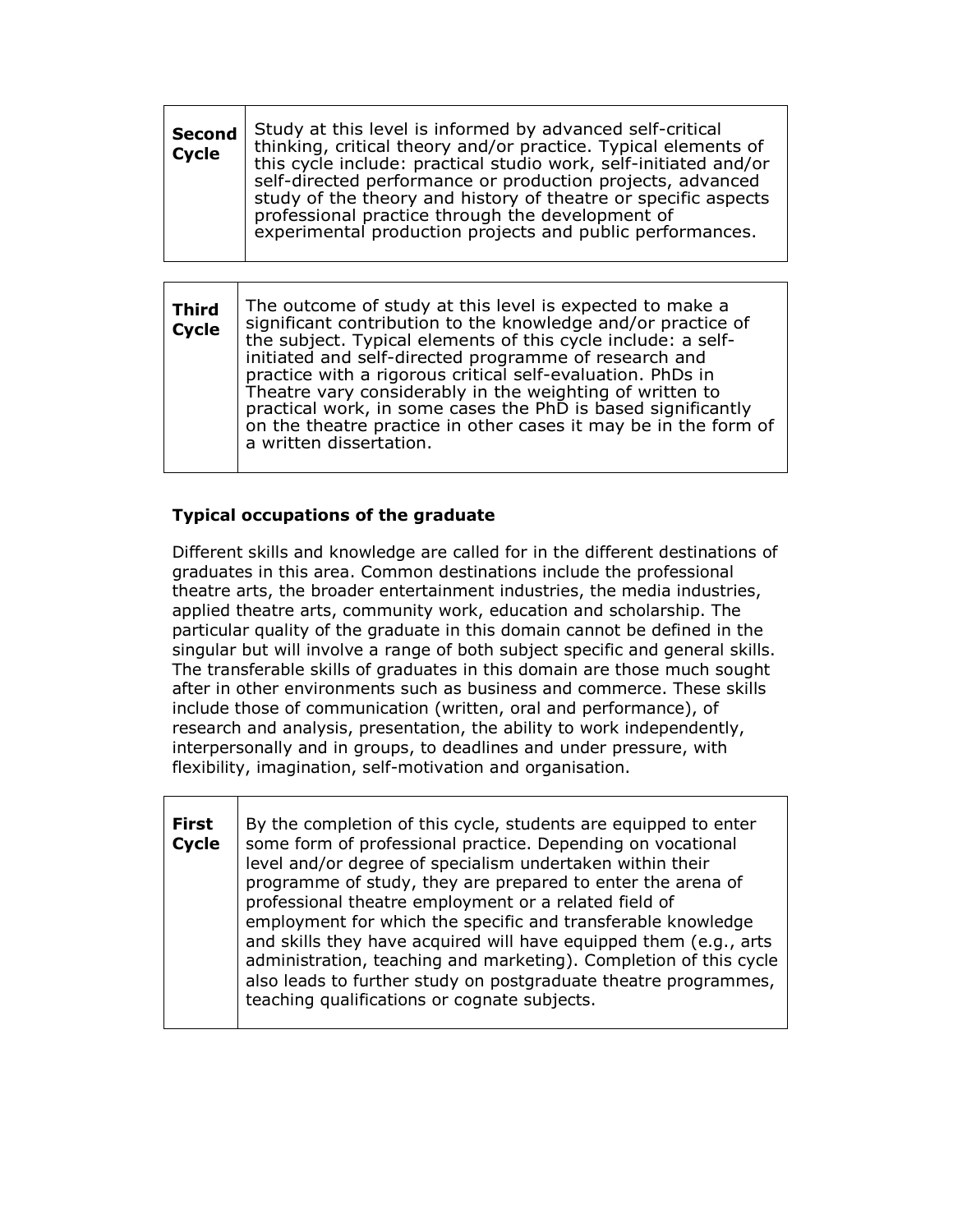| **Second Cycle** | Study at this level is informed by advanced self-critical thinking, critical theory and/or practice. Typical elements of this cycle include: practical studio work, self-initiated and/or self-directed performance or production projects, advanced study of the theory and history of theatre or specific aspects professional practice through the development of experimental production projects and public performances. |
|---|---|

| **Third Cycle** | The outcome of study at this level is expected to make a significant contribution to the knowledge and/or practice of the subject. Typical elements of this cycle include: a self-initiated and self-directed programme of research and practice with a rigorous critical self-evaluation. PhDs in Theatre vary considerably in the weighting of written to practical work, in some cases the PhD is based significantly on the theatre practice in other cases it may be in the form of a written dissertation. |
|---|---|

**Typical occupations of the graduate**

Different skills and knowledge are called for in the different destinations of graduates in this area. Common destinations include the professional theatre arts, the broader entertainment industries, the media industries, applied theatre arts, community work, education and scholarship. The particular quality of the graduate in this domain cannot be defined in the singular but will involve a range of both subject specific and general skills. The transferable skills of graduates in this domain are those much sought after in other environments such as business and commerce. These skills include those of communication (written, oral and performance), of research and analysis, presentation, the ability to work independently, interpersonally and in groups, to deadlines and under pressure, with flexibility, imagination, self-motivation and organisation.

| **First Cycle** | By the completion of this cycle, students are equipped to enter some form of professional practice. Depending on vocational level and/or degree of specialism undertaken within their programme of study, they are prepared to enter the arena of professional theatre employment or a related field of employment for which the specific and transferable knowledge and skills they have acquired will have equipped them (e.g., arts administration, teaching and marketing). Completion of this cycle also leads to further study on postgraduate theatre programmes, teaching qualifications or cognate subjects. |
|---|---|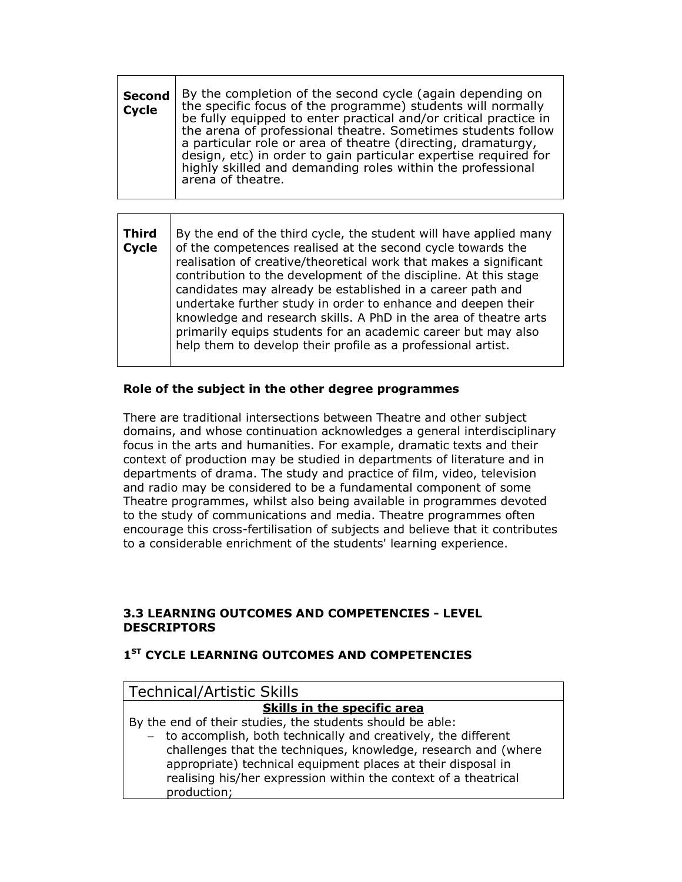| **Second Cycle** | By the completion of the second cycle (again depending on the specific focus of the programme) students will normally be fully equipped to enter practical and/or critical practice in the arena of professional theatre. Sometimes students follow a particular role or area of theatre (directing, dramaturgy, design, etc) in order to gain particular expertise required for highly skilled and demanding roles within the professional arena of theatre. |
|---|---|

| **Third Cycle** | By the end of the third cycle, the student will have applied many of the competences realised at the second cycle towards the realisation of creative/theoretical work that makes a significant contribution to the development of the discipline. At this stage candidates may already be established in a career path and undertake further study in order to enhance and deepen their knowledge and research skills. A PhD in the area of theatre arts primarily equips students for an academic career but may also help them to develop their profile as a professional artist. |
|---|---|

**Role of the subject in the other degree programmes**

There are traditional intersections between Theatre and other subject domains, and whose continuation acknowledges a general interdisciplinary focus in the arts and humanities. For example, dramatic texts and their context of production may be studied in departments of literature and in departments of drama. The study and practice of film, video, television and radio may be considered to be a fundamental component of some Theatre programmes, whilst also being available in programmes devoted to the study of communications and media. Theatre programmes often encourage this cross-fertilisation of subjects and believe that it contributes to a considerable enrichment of the students' learning experience.

### 3.3 LEARNING OUTCOMES AND COMPETENCIES - LEVEL DESCRIPTORS

### 1ST CYCLE LEARNING OUTCOMES AND COMPETENCIES

| Technical/Artistic Skills |
|---|
| **Skills in the specific area** |
| By the end of their studies, the students should be able:<br>– to accomplish, both technically and creatively, the different challenges that the techniques, knowledge, research and (where appropriate) technical equipment places at their disposal in realising his/her expression within the context of a theatrical production; |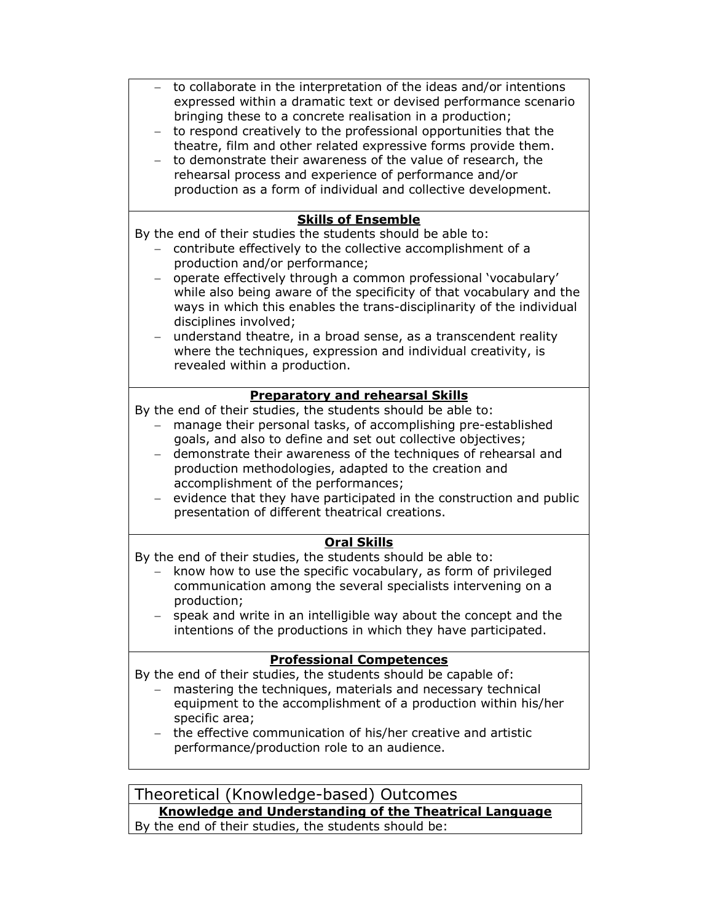- to collaborate in the interpretation of the ideas and/or intentions expressed within a dramatic text or devised performance scenario bringing these to a concrete realisation in a production;
- to respond creatively to the professional opportunities that the theatre, film and other related expressive forms provide them.
- to demonstrate their awareness of the value of research, the rehearsal process and experience of performance and/or production as a form of individual and collective development.

**Skills of Ensemble**

By the end of their studies the students should be able to:

- contribute effectively to the collective accomplishment of a production and/or performance;
- operate effectively through a common professional 'vocabulary' while also being aware of the specificity of that vocabulary and the ways in which this enables the trans-disciplinarity of the individual disciplines involved;
- understand theatre, in a broad sense, as a transcendent reality where the techniques, expression and individual creativity, is revealed within a production.

**Preparatory and rehearsal Skills**

By the end of their studies, the students should be able to:

- manage their personal tasks, of accomplishing pre-established goals, and also to define and set out collective objectives;
- demonstrate their awareness of the techniques of rehearsal and production methodologies, adapted to the creation and accomplishment of the performances;
- evidence that they have participated in the construction and public presentation of different theatrical creations.

**Oral Skills**

By the end of their studies, the students should be able to:

- know how to use the specific vocabulary, as form of privileged communication among the several specialists intervening on a production;
- speak and write in an intelligible way about the concept and the intentions of the productions in which they have participated.

**Professional Competences**

By the end of their studies, the students should be capable of:

- mastering the techniques, materials and necessary technical equipment to the accomplishment of a production within his/her specific area;
- the effective communication of his/her creative and artistic performance/production role to an audience.

## Theoretical (Knowledge-based) Outcomes

**Knowledge and Understanding of the Theatrical Language**

By the end of their studies, the students should be: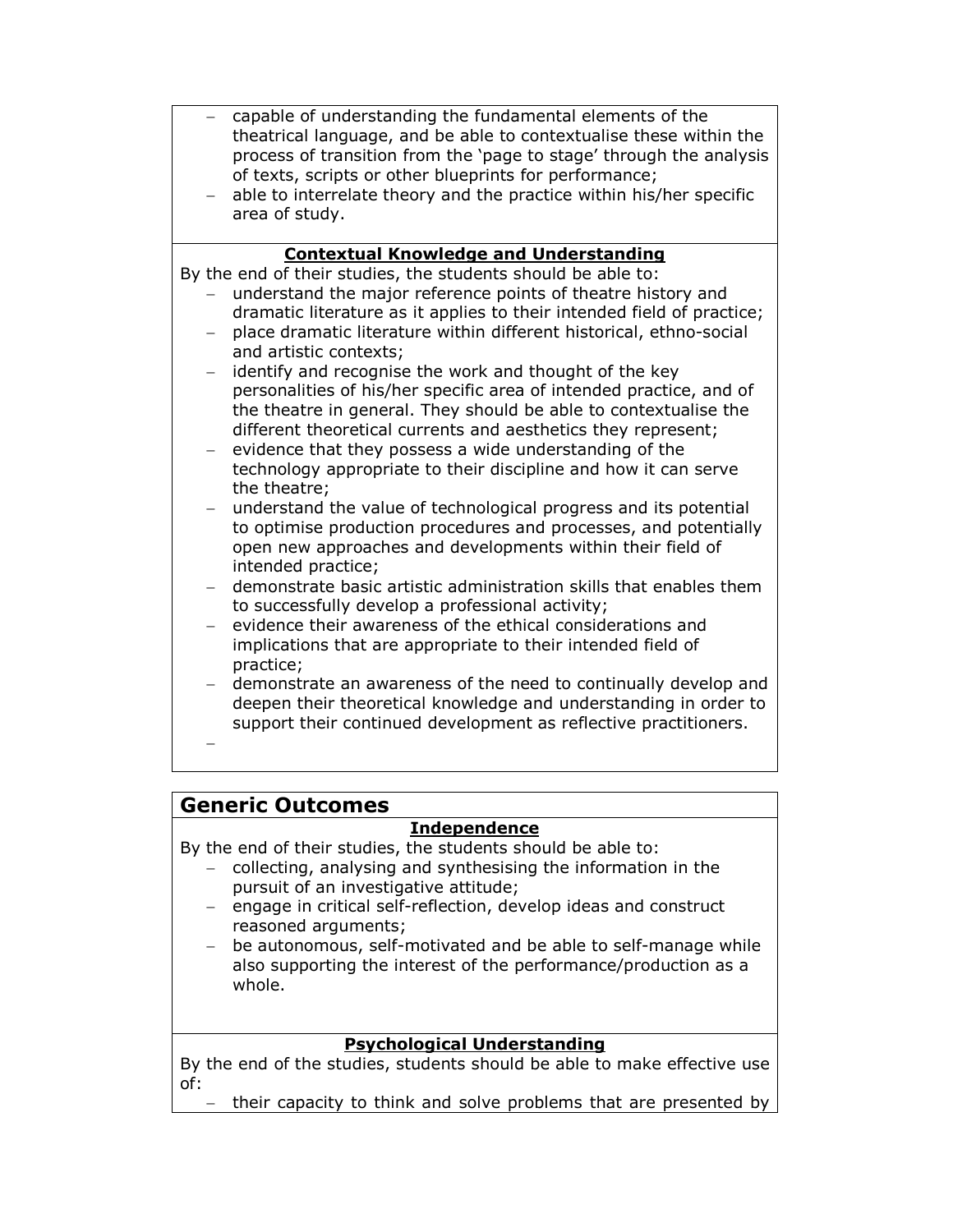- capable of understanding the fundamental elements of the theatrical language, and be able to contextualise these within the process of transition from the 'page to stage' through the analysis of texts, scripts or other blueprints for performance;
- able to interrelate theory and the practice within his/her specific area of study.

**Contextual Knowledge and Understanding**

By the end of their studies, the students should be able to:

- understand the major reference points of theatre history and dramatic literature as it applies to their intended field of practice;
- place dramatic literature within different historical, ethno-social and artistic contexts;
- identify and recognise the work and thought of the key personalities of his/her specific area of intended practice, and of the theatre in general. They should be able to contextualise the different theoretical currents and aesthetics they represent;
- evidence that they possess a wide understanding of the technology appropriate to their discipline and how it can serve the theatre;
- understand the value of technological progress and its potential to optimise production procedures and processes, and potentially open new approaches and developments within their field of intended practice;
- demonstrate basic artistic administration skills that enables them to successfully develop a professional activity;
- evidence their awareness of the ethical considerations and implications that are appropriate to their intended field of practice;
- demonstrate an awareness of the need to continually develop and deepen their theoretical knowledge and understanding in order to support their continued development as reflective practitioners.

## Generic Outcomes

**Independence**

By the end of their studies, the students should be able to:

- collecting, analysing and synthesising the information in the pursuit of an investigative attitude;
- engage in critical self-reflection, develop ideas and construct reasoned arguments;
- be autonomous, self-motivated and be able to self-manage while also supporting the interest of the performance/production as a whole.

**Psychological Understanding**

By the end of the studies, students should be able to make effective use of:

- their capacity to think and solve problems that are presented by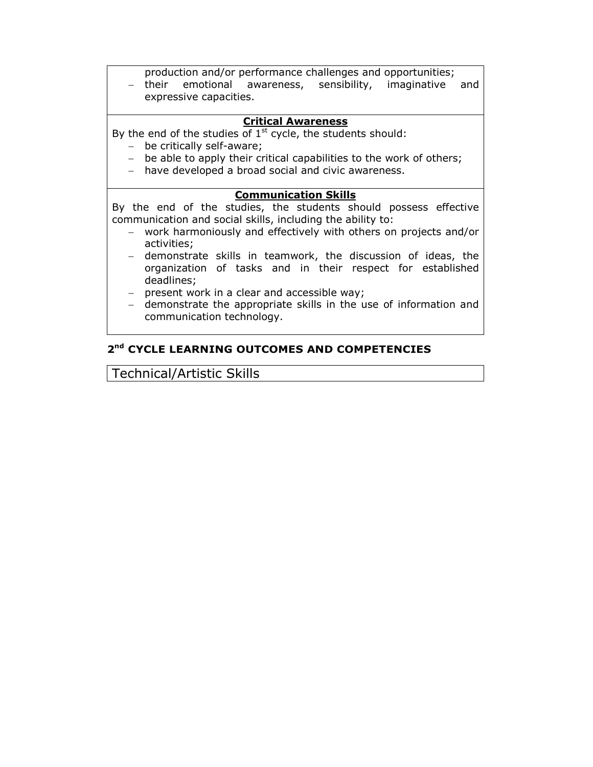- production and/or performance challenges and opportunities;
- their emotional awareness, sensibility, imaginative and expressive capacities.

**Critical Awareness**

By the end of the studies of 1st cycle, the students should:

- be critically self-aware;
- be able to apply their critical capabilities to the work of others;
- have developed a broad social and civic awareness.

**Communication Skills**

By the end of the studies, the students should possess effective communication and social skills, including the ability to:

- work harmoniously and effectively with others on projects and/or activities;
- demonstrate skills in teamwork, the discussion of ideas, the organization of tasks and in their respect for established deadlines;
- present work in a clear and accessible way;
- demonstrate the appropriate skills in the use of information and communication technology.

## 2nd CYCLE LEARNING OUTCOMES AND COMPETENCIES

Technical/Artistic Skills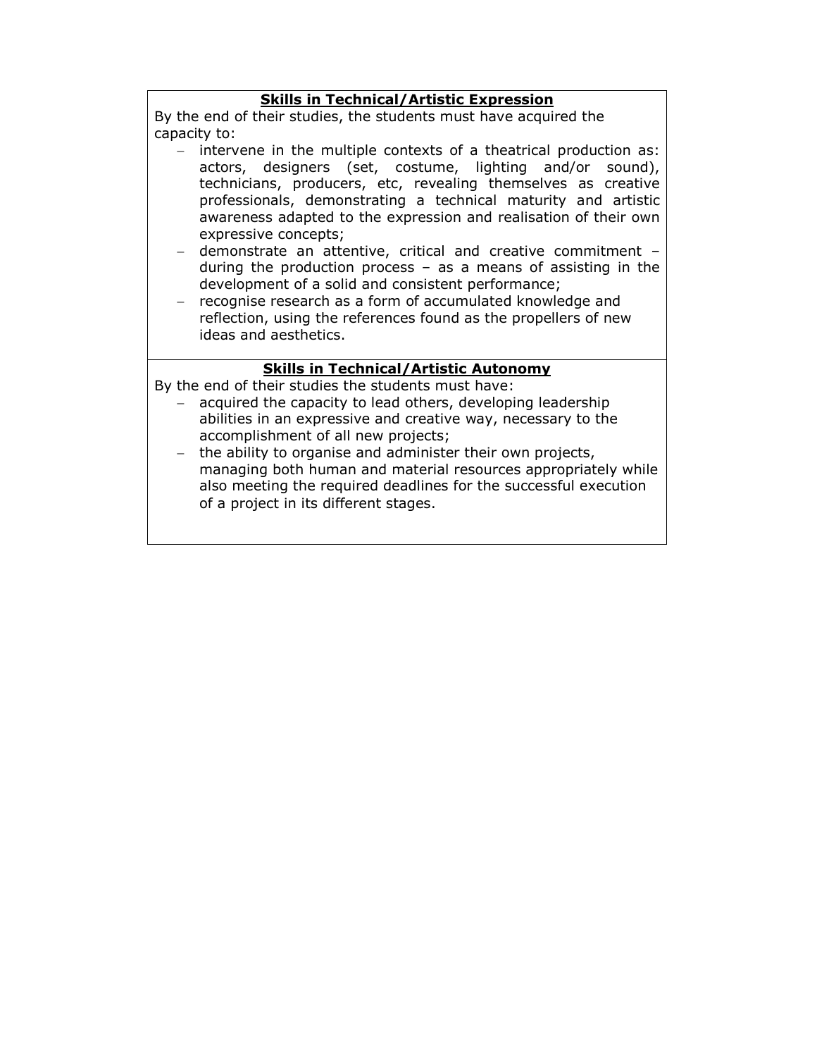**Skills in Technical/Artistic Expression**

By the end of their studies, the students must have acquired the capacity to:

- intervene in the multiple contexts of a theatrical production as: actors, designers (set, costume, lighting and/or sound), technicians, producers, etc, revealing themselves as creative professionals, demonstrating a technical maturity and artistic awareness adapted to the expression and realisation of their own expressive concepts;
- demonstrate an attentive, critical and creative commitment – during the production process – as a means of assisting in the development of a solid and consistent performance;
- recognise research as a form of accumulated knowledge and reflection, using the references found as the propellers of new ideas and aesthetics.

**Skills in Technical/Artistic Autonomy**

By the end of their studies the students must have:

- acquired the capacity to lead others, developing leadership abilities in an expressive and creative way, necessary to the accomplishment of all new projects;
- the ability to organise and administer their own projects, managing both human and material resources appropriately while also meeting the required deadlines for the successful execution of a project in its different stages.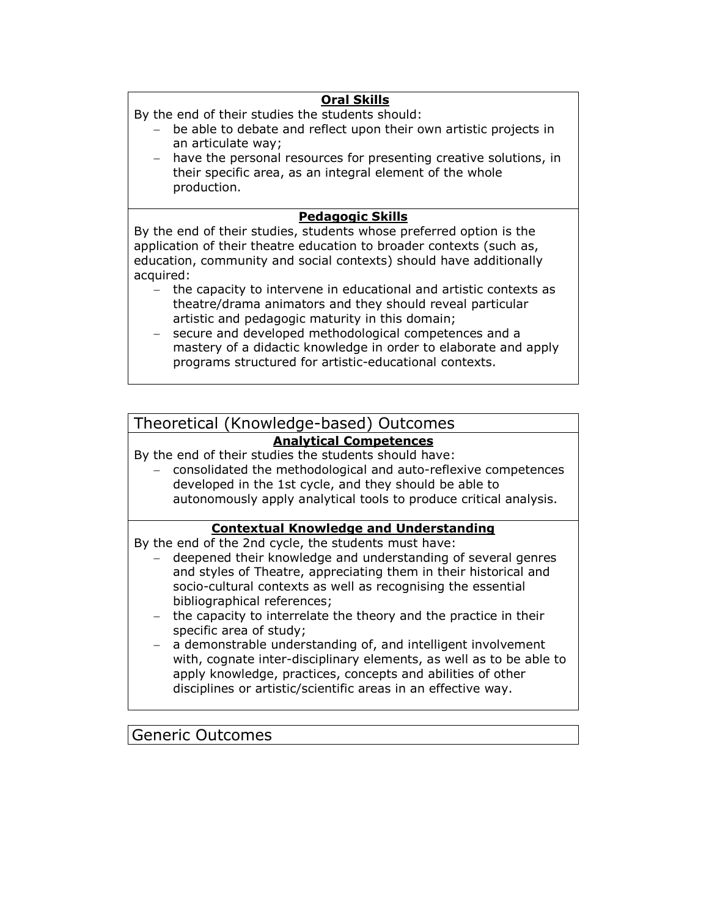### Oral Skills

By the end of their studies the students should:

- be able to debate and reflect upon their own artistic projects in an articulate way;
- have the personal resources for presenting creative solutions, in their specific area, as an integral element of the whole production.

### Pedagogic Skills

By the end of their studies, students whose preferred option is the application of their theatre education to broader contexts (such as, education, community and social contexts) should have additionally acquired:

- the capacity to intervene in educational and artistic contexts as theatre/drama animators and they should reveal particular artistic and pedagogic maturity in this domain;
- secure and developed methodological competences and a mastery of a didactic knowledge in order to elaborate and apply programs structured for artistic-educational contexts.

## Theoretical (Knowledge-based) Outcomes

### Analytical Competences

By the end of their studies the students should have:

- consolidated the methodological and auto-reflexive competences developed in the 1st cycle, and they should be able to autonomously apply analytical tools to produce critical analysis.

### Contextual Knowledge and Understanding

By the end of the 2nd cycle, the students must have:

- deepened their knowledge and understanding of several genres and styles of Theatre, appreciating them in their historical and socio-cultural contexts as well as recognising the essential bibliographical references;
- the capacity to interrelate the theory and the practice in their specific area of study;
- a demonstrable understanding of, and intelligent involvement with, cognate inter-disciplinary elements, as well as to be able to apply knowledge, practices, concepts and abilities of other disciplines or artistic/scientific areas in an effective way.

## Generic Outcomes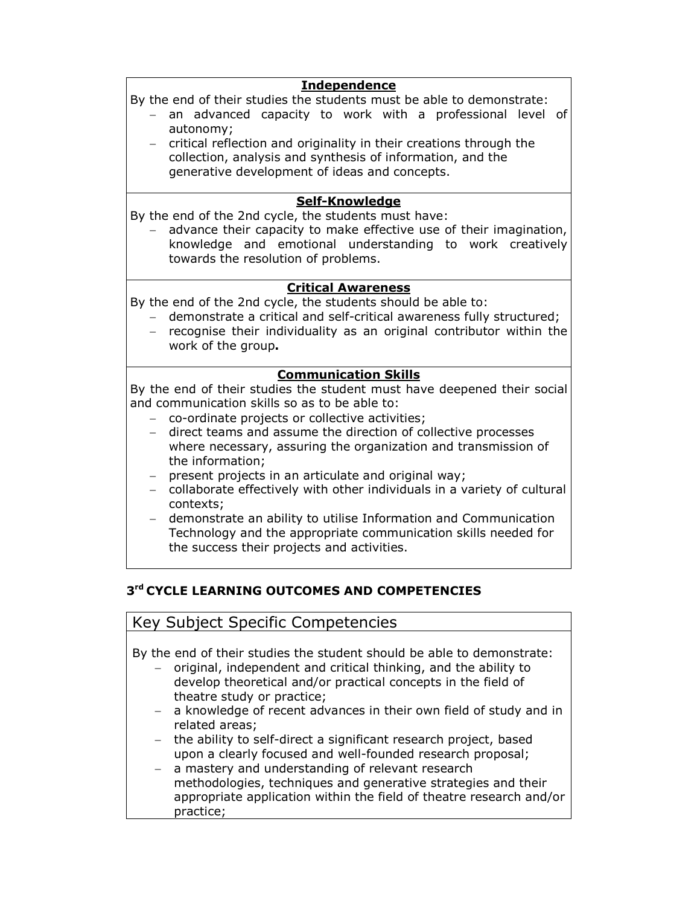**Independence**

By the end of their studies the students must be able to demonstrate:

- an advanced capacity to work with a professional level of autonomy;
- critical reflection and originality in their creations through the collection, analysis and synthesis of information, and the generative development of ideas and concepts.

**Self-Knowledge**

By the end of the 2nd cycle, the students must have:

- advance their capacity to make effective use of their imagination, knowledge and emotional understanding to work creatively towards the resolution of problems.

**Critical Awareness**

By the end of the 2nd cycle, the students should be able to:

- demonstrate a critical and self-critical awareness fully structured;
- recognise their individuality as an original contributor within the work of the group**.**

**Communication Skills**

By the end of their studies the student must have deepened their social and communication skills so as to be able to:

- co-ordinate projects or collective activities;
- direct teams and assume the direction of collective processes where necessary, assuring the organization and transmission of the information;
- present projects in an articulate and original way;
- collaborate effectively with other individuals in a variety of cultural contexts;
- demonstrate an ability to utilise Information and Communication Technology and the appropriate communication skills needed for the success their projects and activities.

## 3rd CYCLE LEARNING OUTCOMES AND COMPETENCIES

### Key Subject Specific Competencies

By the end of their studies the student should be able to demonstrate:

- original, independent and critical thinking, and the ability to develop theoretical and/or practical concepts in the field of theatre study or practice;
- a knowledge of recent advances in their own field of study and in related areas;
- the ability to self-direct a significant research project, based upon a clearly focused and well-founded research proposal;
- a mastery and understanding of relevant research methodologies, techniques and generative strategies and their appropriate application within the field of theatre research and/or practice;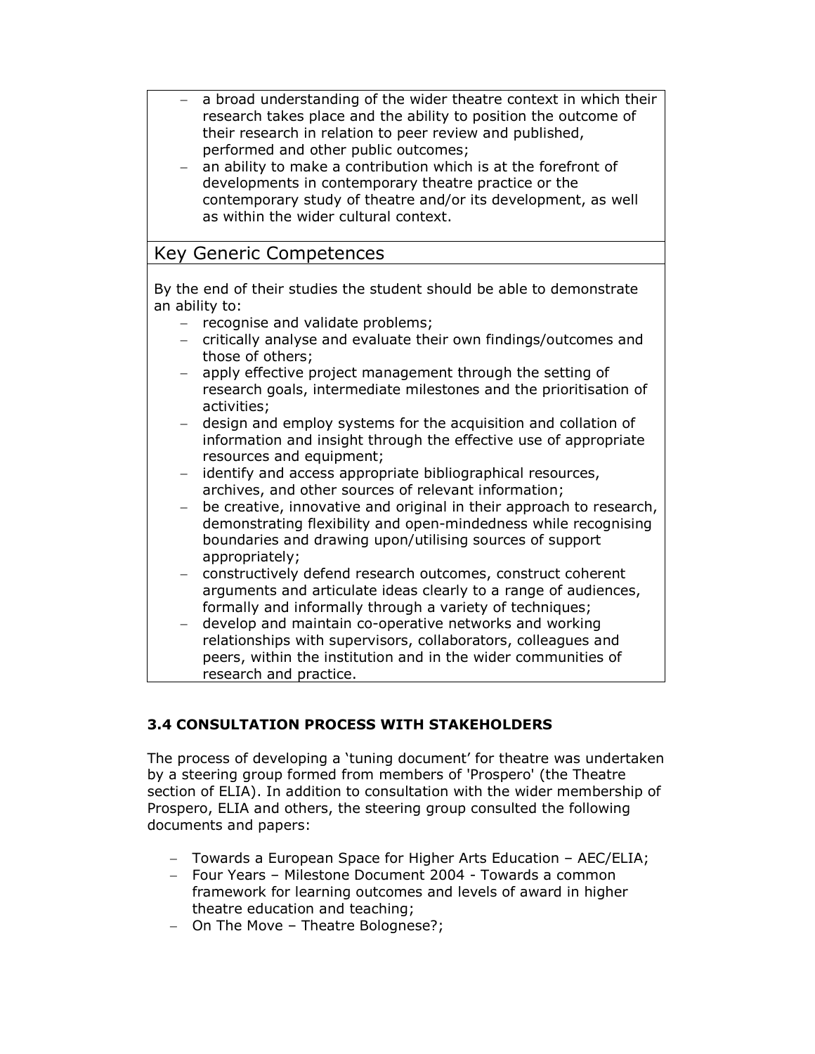- a broad understanding of the wider theatre context in which their research takes place and the ability to position the outcome of their research in relation to peer review and published, performed and other public outcomes;
- an ability to make a contribution which is at the forefront of developments in contemporary theatre practice or the contemporary study of theatre and/or its development, as well as within the wider cultural context.

## Key Generic Competences

By the end of their studies the student should be able to demonstrate an ability to:

- recognise and validate problems;
- critically analyse and evaluate their own findings/outcomes and those of others;
- apply effective project management through the setting of research goals, intermediate milestones and the prioritisation of activities;
- design and employ systems for the acquisition and collation of information and insight through the effective use of appropriate resources and equipment;
- identify and access appropriate bibliographical resources, archives, and other sources of relevant information;
- be creative, innovative and original in their approach to research, demonstrating flexibility and open-mindedness while recognising boundaries and drawing upon/utilising sources of support appropriately;
- constructively defend research outcomes, construct coherent arguments and articulate ideas clearly to a range of audiences, formally and informally through a variety of techniques;
- develop and maintain co-operative networks and working relationships with supervisors, collaborators, colleagues and peers, within the institution and in the wider communities of research and practice.

### 3.4 CONSULTATION PROCESS WITH STAKEHOLDERS

The process of developing a 'tuning document' for theatre was undertaken by a steering group formed from members of 'Prospero' (the Theatre section of ELIA). In addition to consultation with the wider membership of Prospero, ELIA and others, the steering group consulted the following documents and papers:

- Towards a European Space for Higher Arts Education – AEC/ELIA;
- Four Years – Milestone Document 2004 - Towards a common framework for learning outcomes and levels of award in higher theatre education and teaching;
- On The Move – Theatre Bolognese?;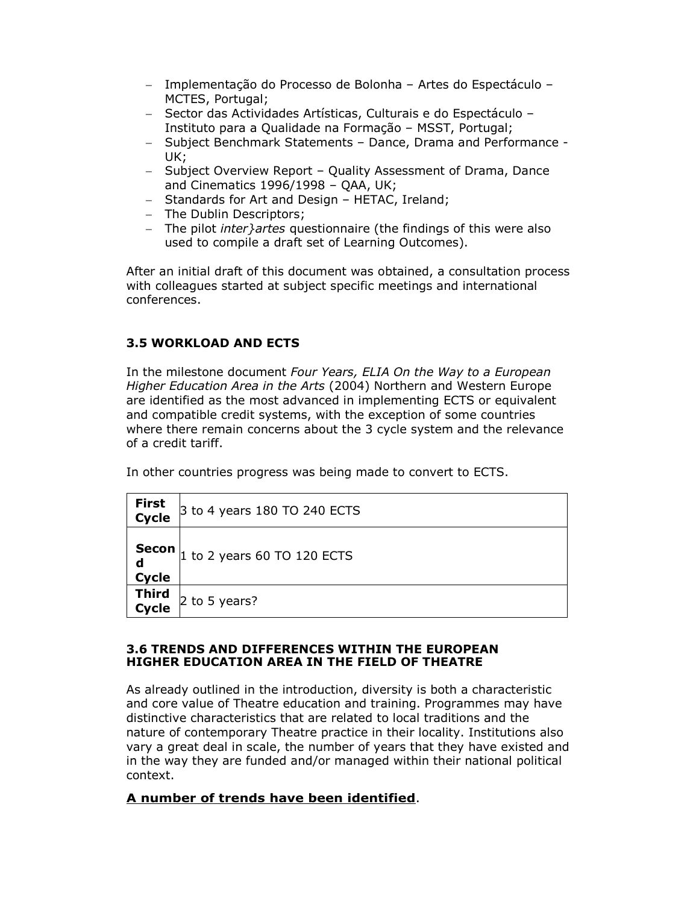- Implementação do Processo de Bolonha – Artes do Espectáculo – MCTES, Portugal;
- Sector das Actividades Artísticas, Culturais e do Espectáculo – Instituto para a Qualidade na Formação – MSST, Portugal;
- Subject Benchmark Statements – Dance, Drama and Performance - UK;
- Subject Overview Report – Quality Assessment of Drama, Dance and Cinematics 1996/1998 – QAA, UK;
- Standards for Art and Design – HETAC, Ireland;
- The Dublin Descriptors;
- The pilot *inter}artes* questionnaire (the findings of this were also used to compile a draft set of Learning Outcomes).

After an initial draft of this document was obtained, a consultation process with colleagues started at subject specific meetings and international conferences.

### 3.5 WORKLOAD AND ECTS

In the milestone document *Four Years, ELIA On the Way to a European Higher Education Area in the Arts* (2004) Northern and Western Europe are identified as the most advanced in implementing ECTS or equivalent and compatible credit systems, with the exception of some countries where there remain concerns about the 3 cycle system and the relevance of a credit tariff.

In other countries progress was being made to convert to ECTS.

| | |
|---|---|
| **First Cycle** | 3 to 4 years 180 TO 240 ECTS |
| **Second Cycle** | 1 to 2 years 60 TO 120 ECTS |
| **Third Cycle** | 2 to 5 years? |

### 3.6 TRENDS AND DIFFERENCES WITHIN THE EUROPEAN HIGHER EDUCATION AREA IN THE FIELD OF THEATRE

As already outlined in the introduction, diversity is both a characteristic and core value of Theatre education and training. Programmes may have distinctive characteristics that are related to local traditions and the nature of contemporary Theatre practice in their locality. Institutions also vary a great deal in scale, the number of years that they have existed and in the way they are funded and/or managed within their national political context.

**A number of trends have been identified**.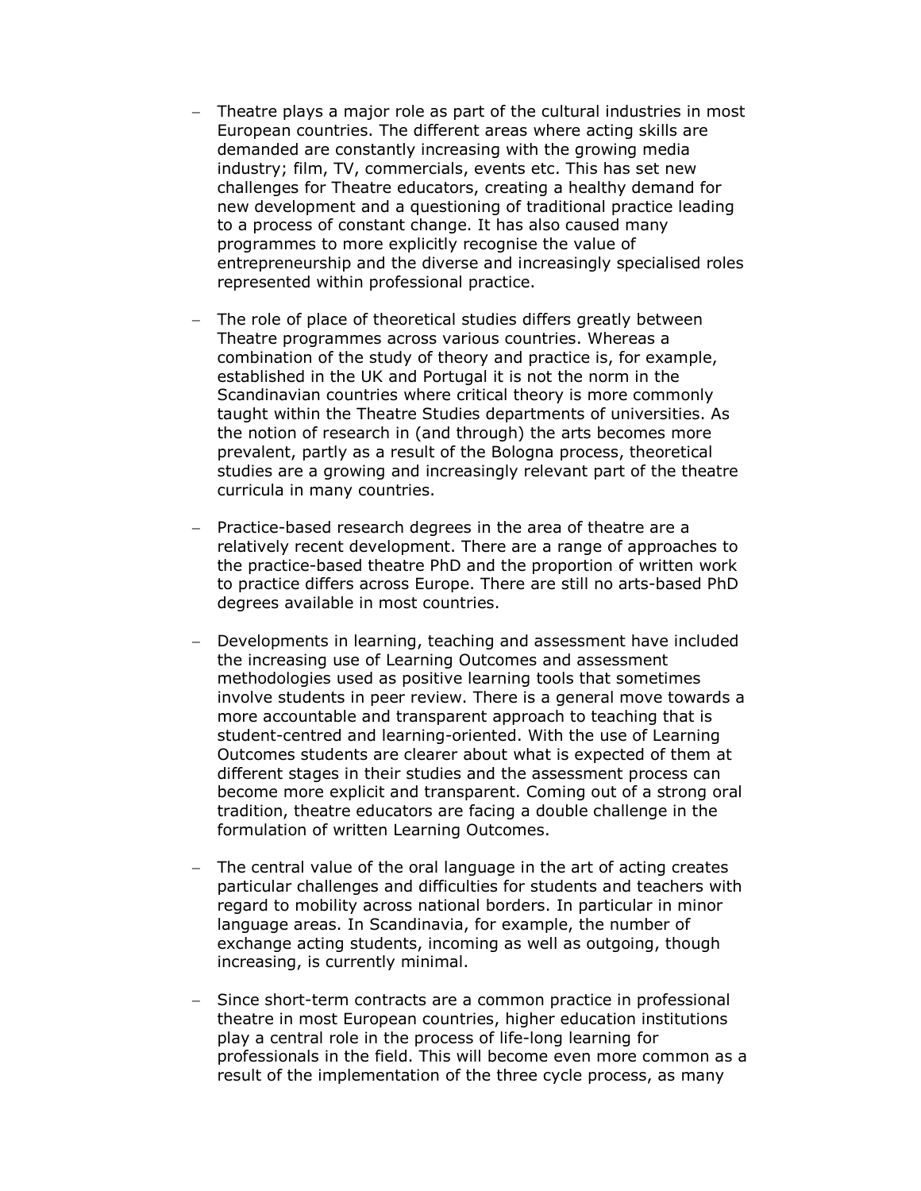- Theatre plays a major role as part of the cultural industries in most European countries. The different areas where acting skills are demanded are constantly increasing with the growing media industry; film, TV, commercials, events etc. This has set new challenges for Theatre educators, creating a healthy demand for new development and a questioning of traditional practice leading to a process of constant change. It has also caused many programmes to more explicitly recognise the value of entrepreneurship and the diverse and increasingly specialised roles represented within professional practice.

- The role of place of theoretical studies differs greatly between Theatre programmes across various countries. Whereas a combination of the study of theory and practice is, for example, established in the UK and Portugal it is not the norm in the Scandinavian countries where critical theory is more commonly taught within the Theatre Studies departments of universities. As the notion of research in (and through) the arts becomes more prevalent, partly as a result of the Bologna process, theoretical studies are a growing and increasingly relevant part of the theatre curricula in many countries.

- Practice-based research degrees in the area of theatre are a relatively recent development. There are a range of approaches to the practice-based theatre PhD and the proportion of written work to practice differs across Europe. There are still no arts-based PhD degrees available in most countries.

- Developments in learning, teaching and assessment have included the increasing use of Learning Outcomes and assessment methodologies used as positive learning tools that sometimes involve students in peer review. There is a general move towards a more accountable and transparent approach to teaching that is student-centred and learning-oriented. With the use of Learning Outcomes students are clearer about what is expected of them at different stages in their studies and the assessment process can become more explicit and transparent. Coming out of a strong oral tradition, theatre educators are facing a double challenge in the formulation of written Learning Outcomes.

- The central value of the oral language in the art of acting creates particular challenges and difficulties for students and teachers with regard to mobility across national borders. In particular in minor language areas. In Scandinavia, for example, the number of exchange acting students, incoming as well as outgoing, though increasing, is currently minimal.

- Since short-term contracts are a common practice in professional theatre in most European countries, higher education institutions play a central role in the process of life-long learning for professionals in the field. This will become even more common as a result of the implementation of the three cycle process, as many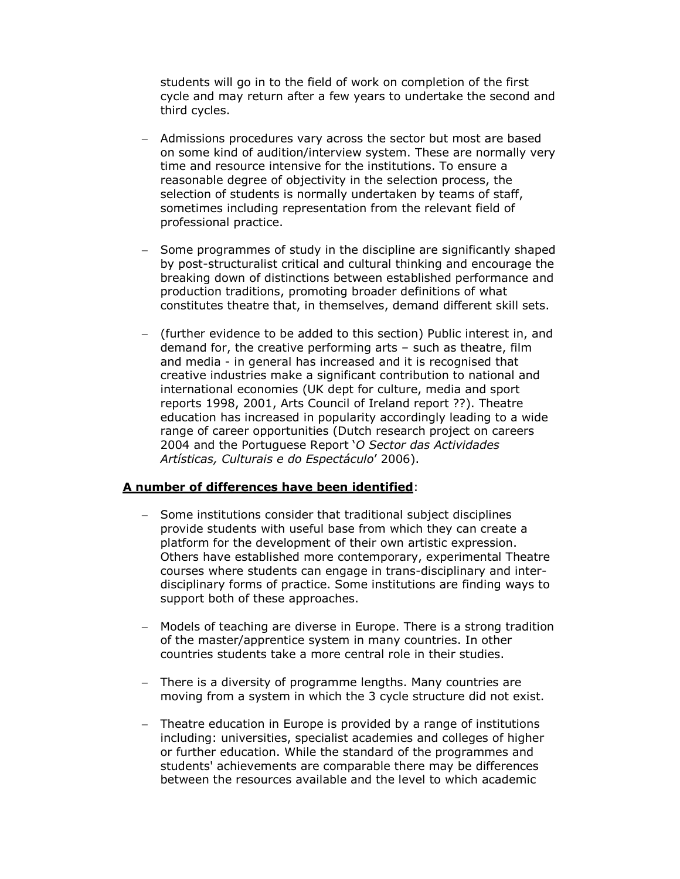students will go in to the field of work on completion of the first cycle and may return after a few years to undertake the second and third cycles.

- Admissions procedures vary across the sector but most are based on some kind of audition/interview system. These are normally very time and resource intensive for the institutions. To ensure a reasonable degree of objectivity in the selection process, the selection of students is normally undertaken by teams of staff, sometimes including representation from the relevant field of professional practice.

- Some programmes of study in the discipline are significantly shaped by post-structuralist critical and cultural thinking and encourage the breaking down of distinctions between established performance and production traditions, promoting broader definitions of what constitutes theatre that, in themselves, demand different skill sets.

- (further evidence to be added to this section) Public interest in, and demand for, the creative performing arts – such as theatre, film and media - in general has increased and it is recognised that creative industries make a significant contribution to national and international economies (UK dept for culture, media and sport reports 1998, 2001, Arts Council of Ireland report ??). Theatre education has increased in popularity accordingly leading to a wide range of career opportunities (Dutch research project on careers 2004 and the Portuguese Report '*O Sector das Actividades Artísticas, Culturais e do Espectáculo*' 2006).

**<u>A number of differences have been identified</u>**:

- Some institutions consider that traditional subject disciplines provide students with useful base from which they can create a platform for the development of their own artistic expression. Others have established more contemporary, experimental Theatre courses where students can engage in trans-disciplinary and inter-disciplinary forms of practice. Some institutions are finding ways to support both of these approaches.

- Models of teaching are diverse in Europe. There is a strong tradition of the master/apprentice system in many countries. In other countries students take a more central role in their studies.

- There is a diversity of programme lengths. Many countries are moving from a system in which the 3 cycle structure did not exist.

- Theatre education in Europe is provided by a range of institutions including: universities, specialist academies and colleges of higher or further education. While the standard of the programmes and students' achievements are comparable there may be differences between the resources available and the level to which academic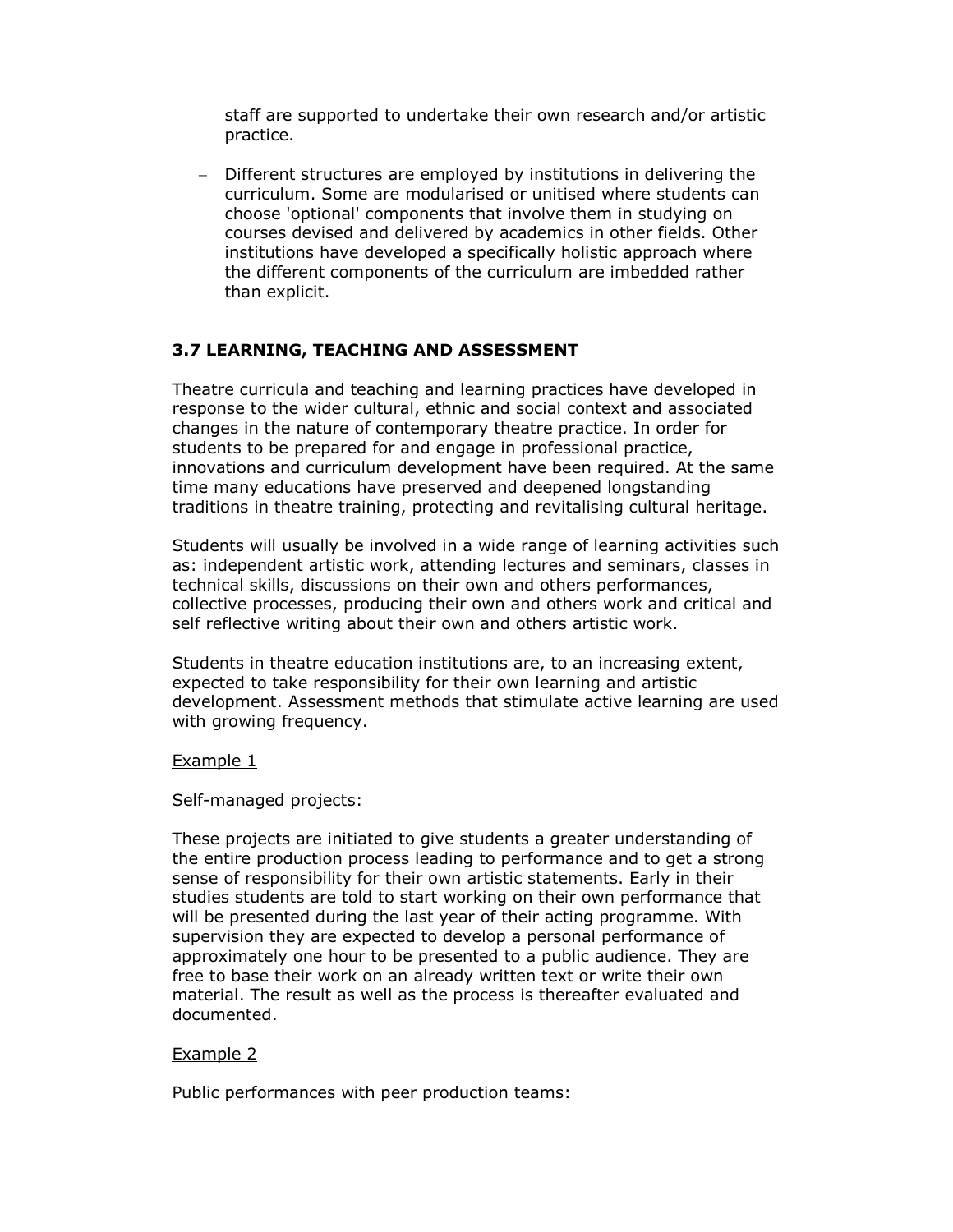staff are supported to undertake their own research and/or artistic practice.

- Different structures are employed by institutions in delivering the curriculum. Some are modularised or unitised where students can choose 'optional' components that involve them in studying on courses devised and delivered by academics in other fields. Other institutions have developed a specifically holistic approach where the different components of the curriculum are imbedded rather than explicit.

### 3.7 LEARNING, TEACHING AND ASSESSMENT

Theatre curricula and teaching and learning practices have developed in response to the wider cultural, ethnic and social context and associated changes in the nature of contemporary theatre practice. In order for students to be prepared for and engage in professional practice, innovations and curriculum development have been required. At the same time many educations have preserved and deepened longstanding traditions in theatre training, protecting and revitalising cultural heritage.

Students will usually be involved in a wide range of learning activities such as: independent artistic work, attending lectures and seminars, classes in technical skills, discussions on their own and others performances, collective processes, producing their own and others work and critical and self reflective writing about their own and others artistic work.

Students in theatre education institutions are, to an increasing extent, expected to take responsibility for their own learning and artistic development. Assessment methods that stimulate active learning are used with growing frequency.

<u>Example 1</u>

Self-managed projects:

These projects are initiated to give students a greater understanding of the entire production process leading to performance and to get a strong sense of responsibility for their own artistic statements. Early in their studies students are told to start working on their own performance that will be presented during the last year of their acting programme. With supervision they are expected to develop a personal performance of approximately one hour to be presented to a public audience. They are free to base their work on an already written text or write their own material. The result as well as the process is thereafter evaluated and documented.

<u>Example 2</u>

Public performances with peer production teams: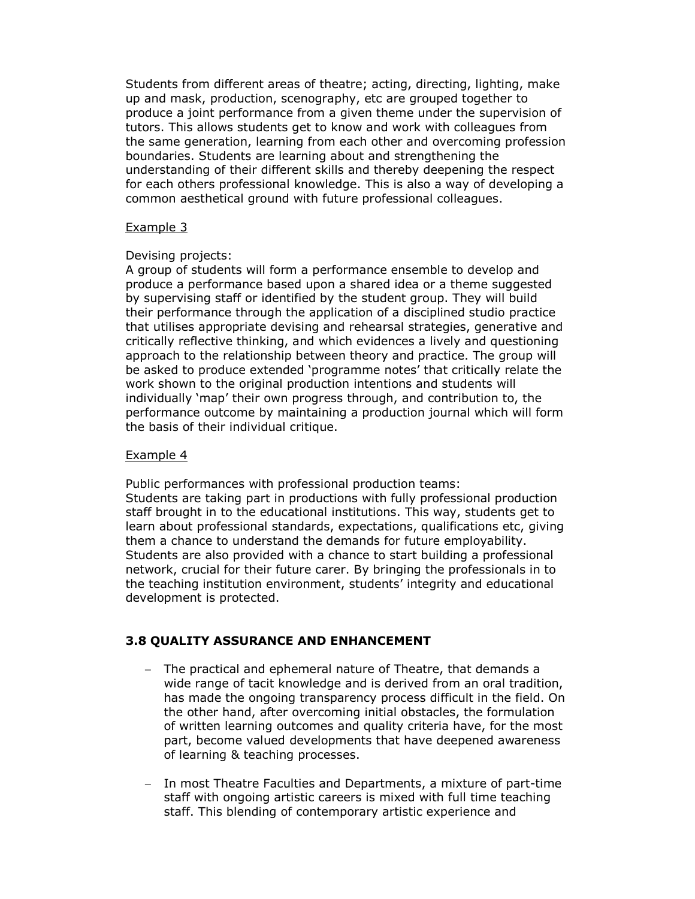Students from different areas of theatre; acting, directing, lighting, make up and mask, production, scenography, etc are grouped together to produce a joint performance from a given theme under the supervision of tutors. This allows students get to know and work with colleagues from the same generation, learning from each other and overcoming profession boundaries. Students are learning about and strengthening the understanding of their different skills and thereby deepening the respect for each others professional knowledge. This is also a way of developing a common aesthetical ground with future professional colleagues.

Example 3

Devising projects:
A group of students will form a performance ensemble to develop and produce a performance based upon a shared idea or a theme suggested by supervising staff or identified by the student group. They will build their performance through the application of a disciplined studio practice that utilises appropriate devising and rehearsal strategies, generative and critically reflective thinking, and which evidences a lively and questioning approach to the relationship between theory and practice. The group will be asked to produce extended 'programme notes' that critically relate the work shown to the original production intentions and students will individually 'map' their own progress through, and contribution to, the performance outcome by maintaining a production journal which will form the basis of their individual critique.

Example 4

Public performances with professional production teams:
Students are taking part in productions with fully professional production staff brought in to the educational institutions. This way, students get to learn about professional standards, expectations, qualifications etc, giving them a chance to understand the demands for future employability. Students are also provided with a chance to start building a professional network, crucial for their future carer. By bringing the professionals in to the teaching institution environment, students' integrity and educational development is protected.

### 3.8 QUALITY ASSURANCE AND ENHANCEMENT

- The practical and ephemeral nature of Theatre, that demands a wide range of tacit knowledge and is derived from an oral tradition, has made the ongoing transparency process difficult in the field. On the other hand, after overcoming initial obstacles, the formulation of written learning outcomes and quality criteria have, for the most part, become valued developments that have deepened awareness of learning & teaching processes.
- In most Theatre Faculties and Departments, a mixture of part-time staff with ongoing artistic careers is mixed with full time teaching staff. This blending of contemporary artistic experience and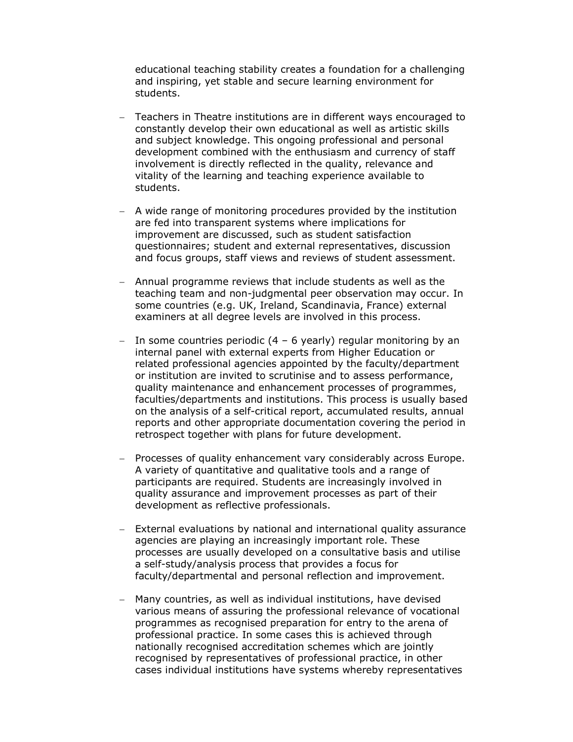educational teaching stability creates a foundation for a challenging and inspiring, yet stable and secure learning environment for students.

- Teachers in Theatre institutions are in different ways encouraged to constantly develop their own educational as well as artistic skills and subject knowledge. This ongoing professional and personal development combined with the enthusiasm and currency of staff involvement is directly reflected in the quality, relevance and vitality of the learning and teaching experience available to students.

- A wide range of monitoring procedures provided by the institution are fed into transparent systems where implications for improvement are discussed, such as student satisfaction questionnaires; student and external representatives, discussion and focus groups, staff views and reviews of student assessment.

- Annual programme reviews that include students as well as the teaching team and non-judgmental peer observation may occur. In some countries (e.g. UK, Ireland, Scandinavia, France) external examiners at all degree levels are involved in this process.

- In some countries periodic (4 – 6 yearly) regular monitoring by an internal panel with external experts from Higher Education or related professional agencies appointed by the faculty/department or institution are invited to scrutinise and to assess performance, quality maintenance and enhancement processes of programmes, faculties/departments and institutions. This process is usually based on the analysis of a self-critical report, accumulated results, annual reports and other appropriate documentation covering the period in retrospect together with plans for future development.

- Processes of quality enhancement vary considerably across Europe. A variety of quantitative and qualitative tools and a range of participants are required. Students are increasingly involved in quality assurance and improvement processes as part of their development as reflective professionals.

- External evaluations by national and international quality assurance agencies are playing an increasingly important role. These processes are usually developed on a consultative basis and utilise a self-study/analysis process that provides a focus for faculty/departmental and personal reflection and improvement.

- Many countries, as well as individual institutions, have devised various means of assuring the professional relevance of vocational programmes as recognised preparation for entry to the arena of professional practice. In some cases this is achieved through nationally recognised accreditation schemes which are jointly recognised by representatives of professional practice, in other cases individual institutions have systems whereby representatives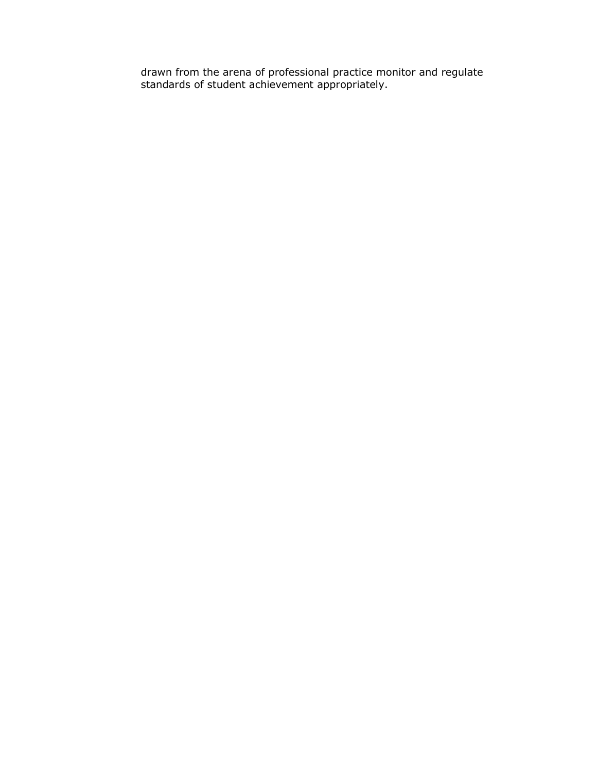drawn from the arena of professional practice monitor and regulate standards of student achievement appropriately.